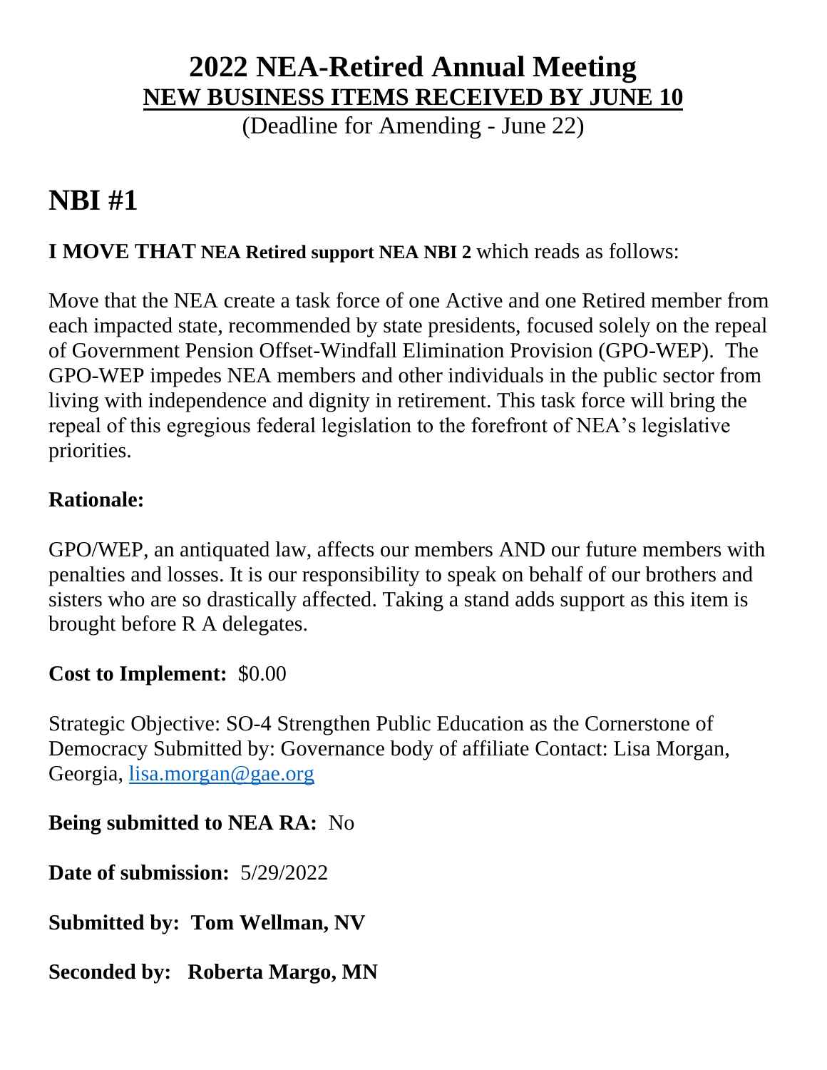# 2022 NEA-Retired Annual Meeting

## NEW BUSINESS ITEMS RECEIVED BY JUNE 10

(Deadline for Amending - June 22)

# NBI #1

**I MOVE THAT NEA Retired support NEA NBI 2** which reads as follows:

Move that the NEA create a task force of one Active and one Retired member from each impacted state, recommended by state presidents, focused solely on the repeal of Government Pension Offset-Windfall Elimination Provision (GPO-WEP). The GPO-WEP impedes NEA members and other individuals in the public sector from living with independence and dignity in retirement. This task force will bring the repeal of this egregious federal legislation to the forefront of NEA's legislative priorities.

**Rationale:**

GPO/WEP, an antiquated law, affects our members AND our future members with penalties and losses. It is our responsibility to speak on behalf of our brothers and sisters who are so drastically affected. Taking a stand adds support as this item is brought before R A delegates.

**Cost to Implement:** $0.00

Strategic Objective: SO-4 Strengthen Public Education as the Cornerstone of Democracy Submitted by: Governance body of affiliate Contact: Lisa Morgan, Georgia, lisa.morgan@gae.org

**Being submitted to NEA RA:** No

**Date of submission:** 5/29/2022

**Submitted by: Tom Wellman, NV**

**Seconded by: Roberta Margo, MN**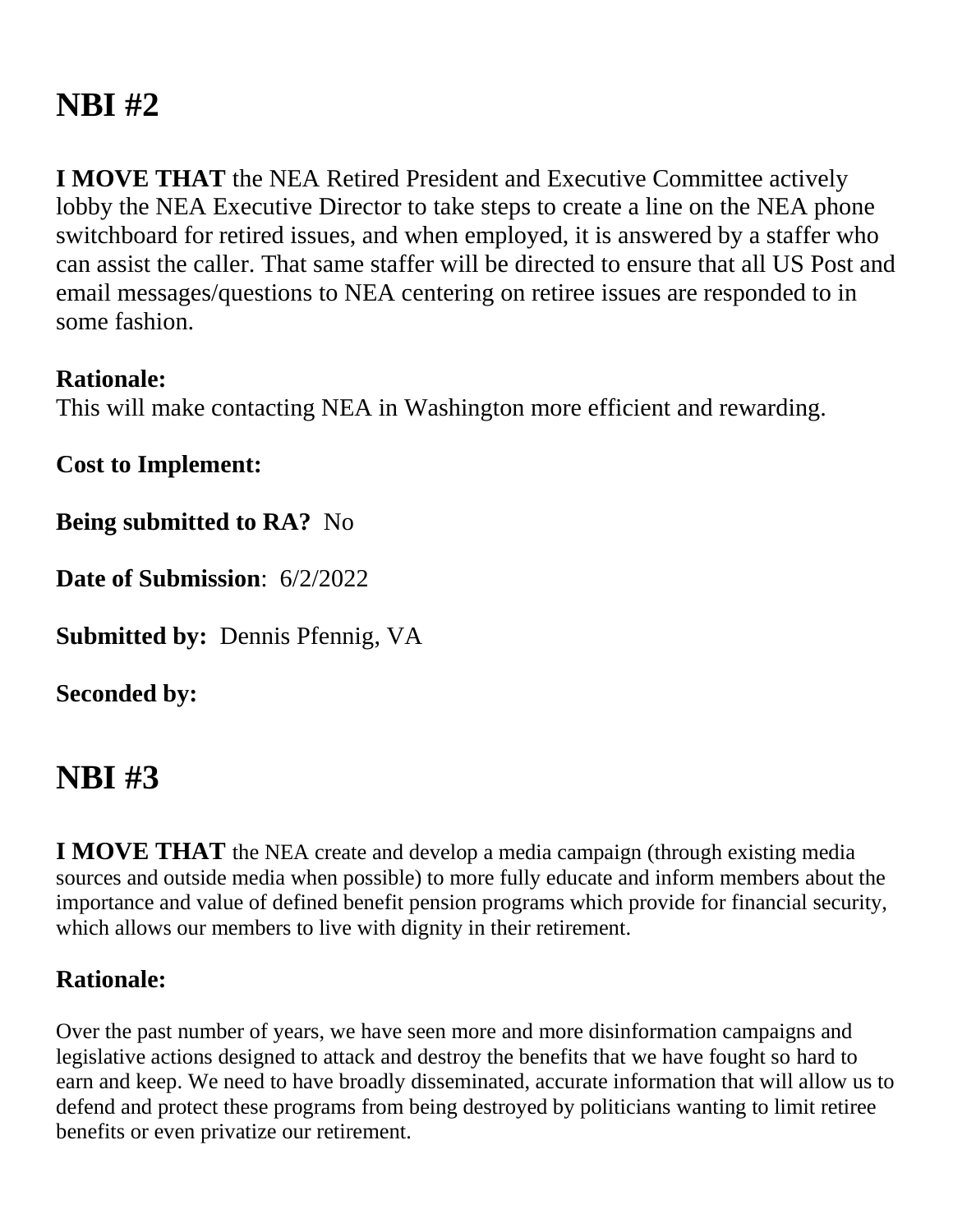# NBI #2

**I MOVE THAT** the NEA Retired President and Executive Committee actively lobby the NEA Executive Director to take steps to create a line on the NEA phone switchboard for retired issues, and when employed, it is answered by a staffer who can assist the caller. That same staffer will be directed to ensure that all US Post and email messages/questions to NEA centering on retiree issues are responded to in some fashion.

**Rationale:**
This will make contacting NEA in Washington more efficient and rewarding.

**Cost to Implement:**

**Being submitted to RA?** No

**Date of Submission**: 6/2/2022

**Submitted by:** Dennis Pfennig, VA

**Seconded by:**

# NBI #3

**I MOVE THAT** the NEA create and develop a media campaign (through existing media sources and outside media when possible) to more fully educate and inform members about the importance and value of defined benefit pension programs which provide for financial security, which allows our members to live with dignity in their retirement.

**Rationale:**

Over the past number of years, we have seen more and more disinformation campaigns and legislative actions designed to attack and destroy the benefits that we have fought so hard to earn and keep. We need to have broadly disseminated, accurate information that will allow us to defend and protect these programs from being destroyed by politicians wanting to limit retiree benefits or even privatize our retirement.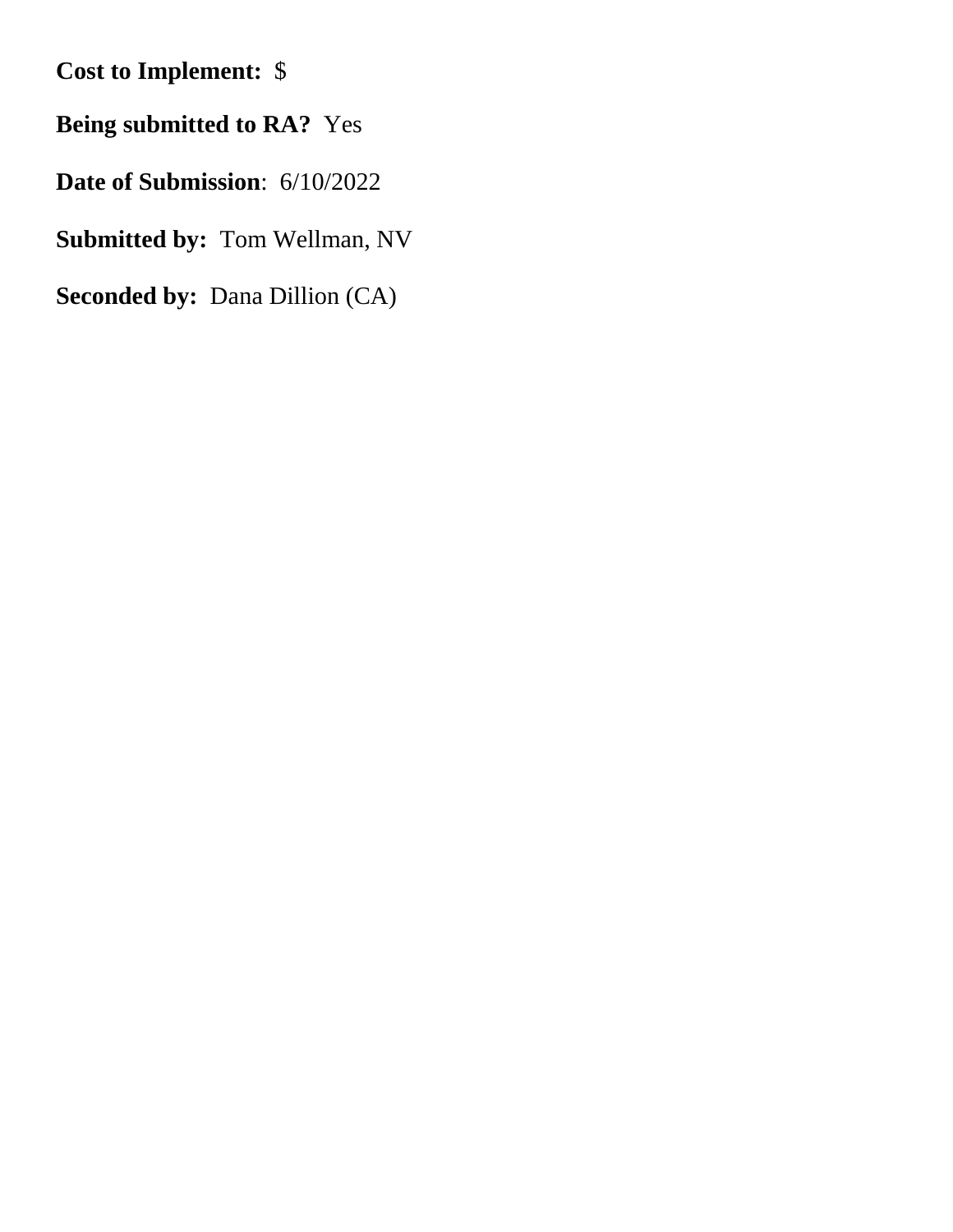**Cost to Implement:** $

**Being submitted to RA?** Yes

**Date of Submission**: 6/10/2022

**Submitted by:** Tom Wellman, NV

**Seconded by:** Dana Dillion (CA)